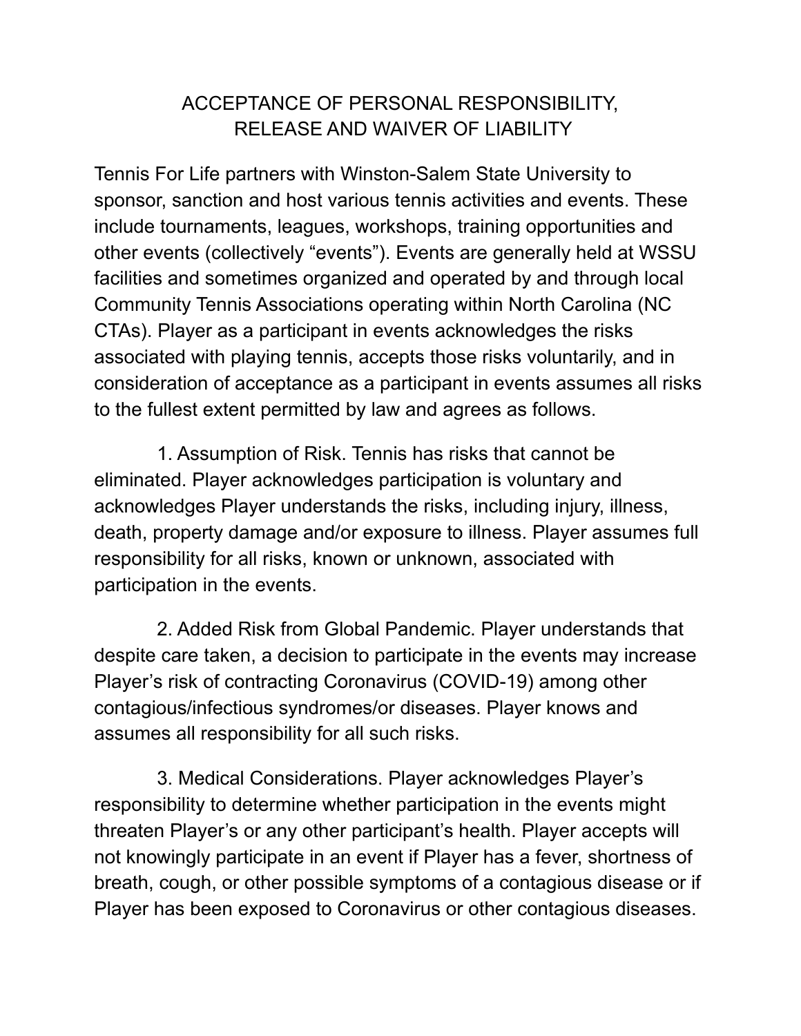# ACCEPTANCE OF PERSONAL RESPONSIBILITY, RELEASE AND WAIVER OF LIABILITY

Tennis For Life partners with Winston-Salem State University to sponsor, sanction and host various tennis activities and events. These include tournaments, leagues, workshops, training opportunities and other events (collectively "events"). Events are generally held at WSSU facilities and sometimes organized and operated by and through local Community Tennis Associations operating within North Carolina (NC CTAs). Player as a participant in events acknowledges the risks associated with playing tennis, accepts those risks voluntarily, and in consideration of acceptance as a participant in events assumes all risks to the fullest extent permitted by law and agrees as follows.

1. Assumption of Risk. Tennis has risks that cannot be eliminated. Player acknowledges participation is voluntary and acknowledges Player understands the risks, including injury, illness, death, property damage and/or exposure to illness. Player assumes full responsibility for all risks, known or unknown, associated with participation in the events.

2. Added Risk from Global Pandemic. Player understands that despite care taken, a decision to participate in the events may increase Player's risk of contracting Coronavirus (COVID-19) among other contagious/infectious syndromes/or diseases. Player knows and assumes all responsibility for all such risks.

3. Medical Considerations. Player acknowledges Player's responsibility to determine whether participation in the events might threaten Player's or any other participant's health. Player accepts will not knowingly participate in an event if Player has a fever, shortness of breath, cough, or other possible symptoms of a contagious disease or if Player has been exposed to Coronavirus or other contagious diseases.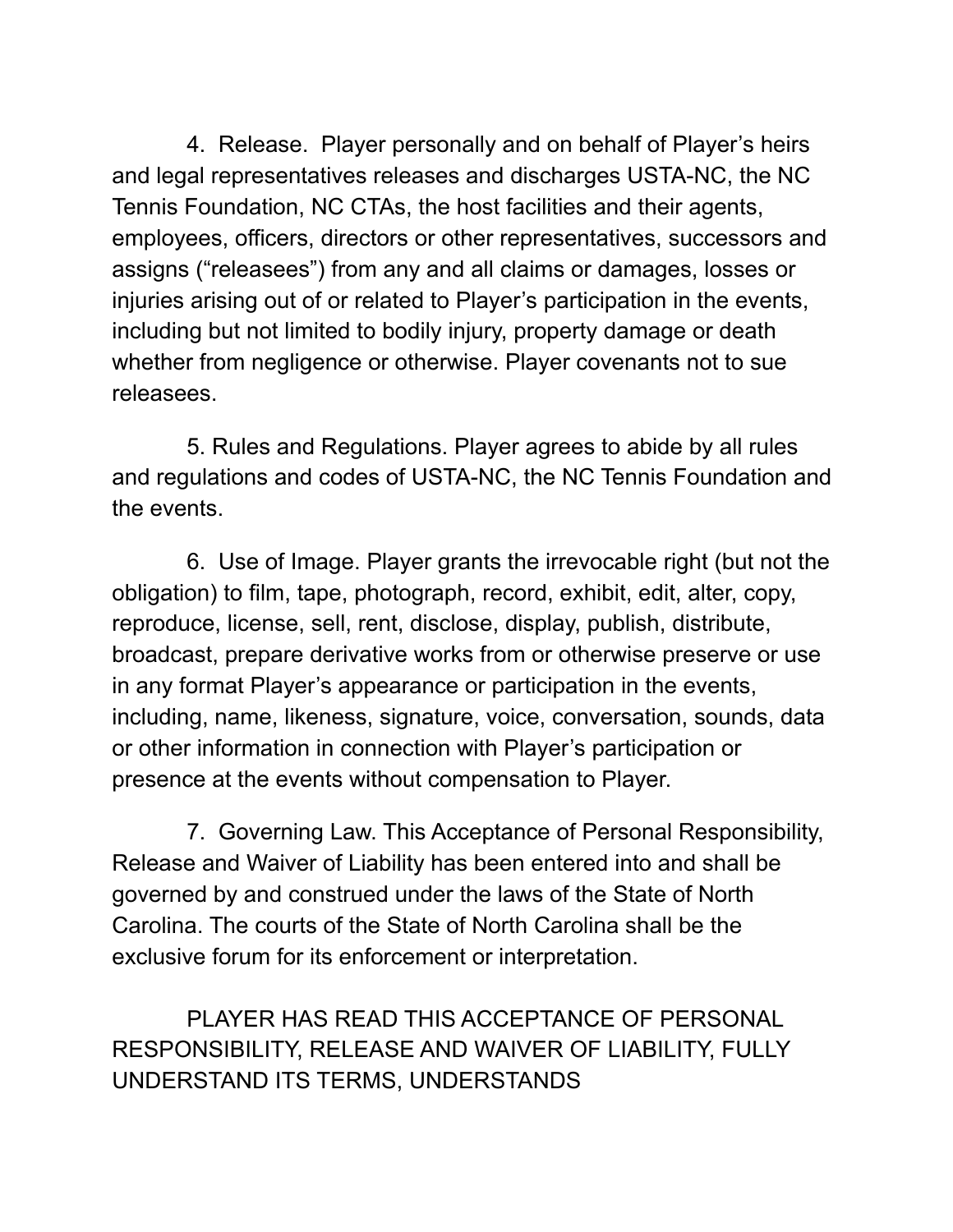4. Release. Player personally and on behalf of Player's heirs and legal representatives releases and discharges USTA-NC, the NC Tennis Foundation, NC CTAs, the host facilities and their agents, employees, officers, directors or other representatives, successors and assigns ("releasees") from any and all claims or damages, losses or injuries arising out of or related to Player's participation in the events, including but not limited to bodily injury, property damage or death whether from negligence or otherwise. Player covenants not to sue releasees.

5. Rules and Regulations. Player agrees to abide by all rules and regulations and codes of USTA-NC, the NC Tennis Foundation and the events.

6. Use of Image. Player grants the irrevocable right (but not the obligation) to film, tape, photograph, record, exhibit, edit, alter, copy, reproduce, license, sell, rent, disclose, display, publish, distribute, broadcast, prepare derivative works from or otherwise preserve or use in any format Player's appearance or participation in the events, including, name, likeness, signature, voice, conversation, sounds, data or other information in connection with Player's participation or presence at the events without compensation to Player.

7. Governing Law. This Acceptance of Personal Responsibility, Release and Waiver of Liability has been entered into and shall be governed by and construed under the laws of the State of North Carolina. The courts of the State of North Carolina shall be the exclusive forum for its enforcement or interpretation.

PLAYER HAS READ THIS ACCEPTANCE OF PERSONAL RESPONSIBILITY, RELEASE AND WAIVER OF LIABILITY, FULLY UNDERSTAND ITS TERMS, UNDERSTANDS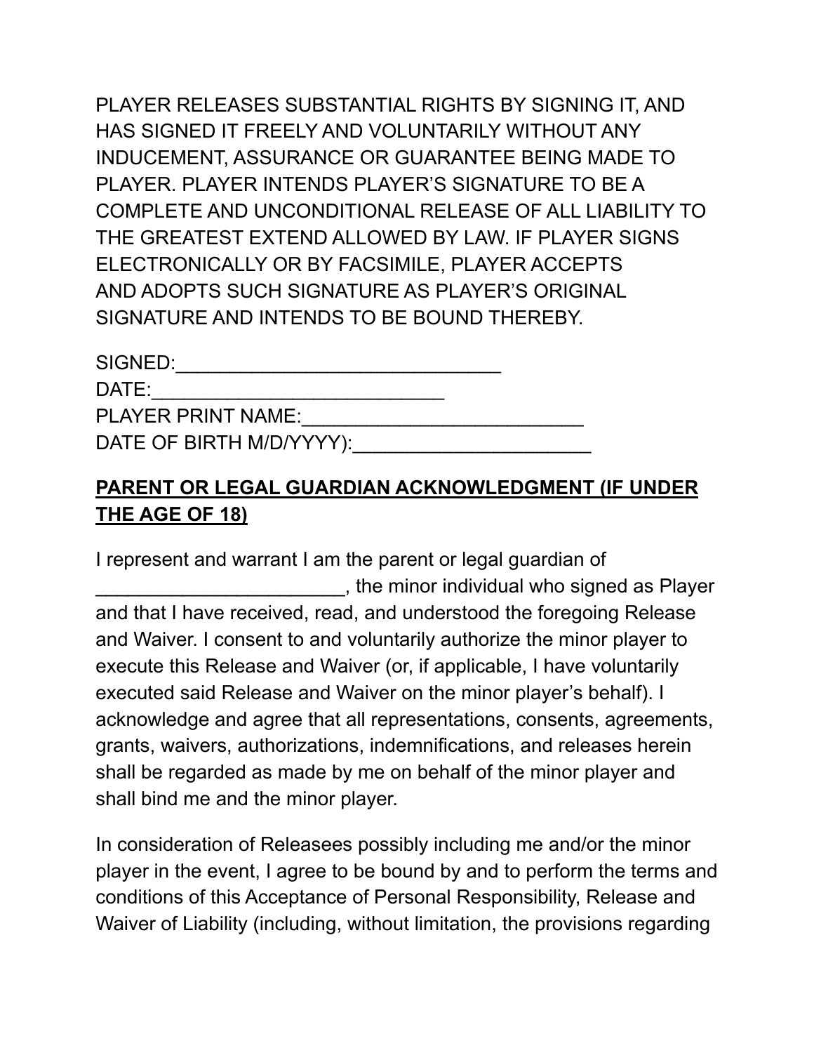PLAYER RELEASES SUBSTANTIAL RIGHTS BY SIGNING IT, AND HAS SIGNED IT FREELY AND VOLUNTARILY WITHOUT ANY INDUCEMENT, ASSURANCE OR GUARANTEE BEING MADE TO PLAYER. PLAYER INTENDS PLAYER'S SIGNATURE TO BE A COMPLETE AND UNCONDITIONAL RELEASE OF ALL LIABILITY TO THE GREATEST EXTEND ALLOWED BY LAW. IF PLAYER SIGNS ELECTRONICALLY OR BY FACSIMILE, PLAYER ACCEPTS AND ADOPTS SUCH SIGNATURE AS PLAYER'S ORIGINAL SIGNATURE AND INTENDS TO BE BOUND THEREBY.

SIGNED:______________________________
DATE:___________________________
PLAYER PRINT NAME:__________________________
DATE OF BIRTH M/D/YYYY):______________________

**PARENT OR LEGAL GUARDIAN ACKNOWLEDGMENT (IF UNDER THE AGE OF 18)**

I represent and warrant I am the parent or legal guardian of _______________________, the minor individual who signed as Player and that I have received, read, and understood the foregoing Release and Waiver. I consent to and voluntarily authorize the minor player to execute this Release and Waiver (or, if applicable, I have voluntarily executed said Release and Waiver on the minor player's behalf). I acknowledge and agree that all representations, consents, agreements, grants, waivers, authorizations, indemnifications, and releases herein shall be regarded as made by me on behalf of the minor player and shall bind me and the minor player.

In consideration of Releasees possibly including me and/or the minor player in the event, I agree to be bound by and to perform the terms and conditions of this Acceptance of Personal Responsibility, Release and Waiver of Liability (including, without limitation, the provisions regarding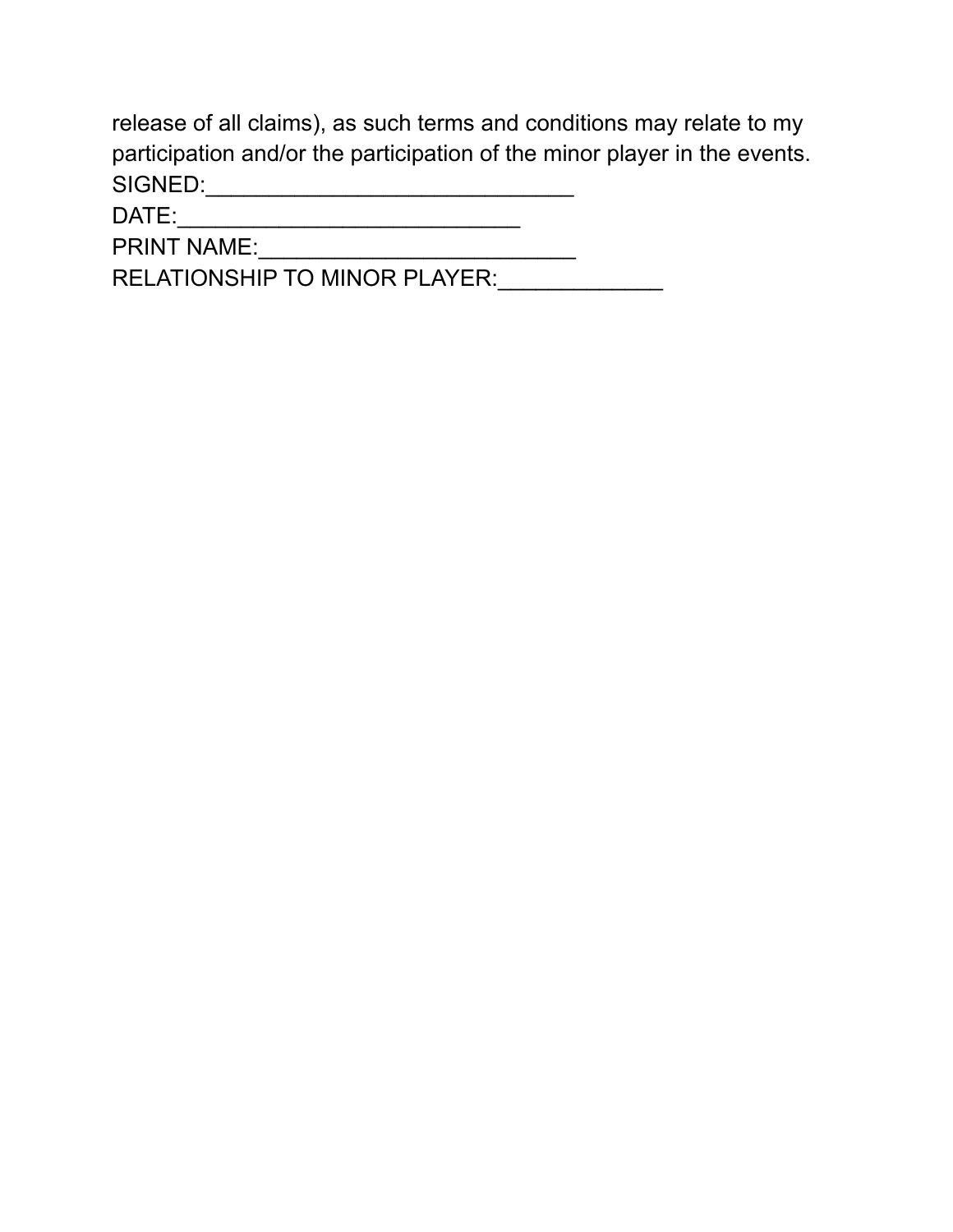release of all claims), as such terms and conditions may relate to my participation and/or the participation of the minor player in the events.

SIGNED:_____________________________

DATE:___________________________

PRINT NAME:_________________________

RELATIONSHIP TO MINOR PLAYER:_____________